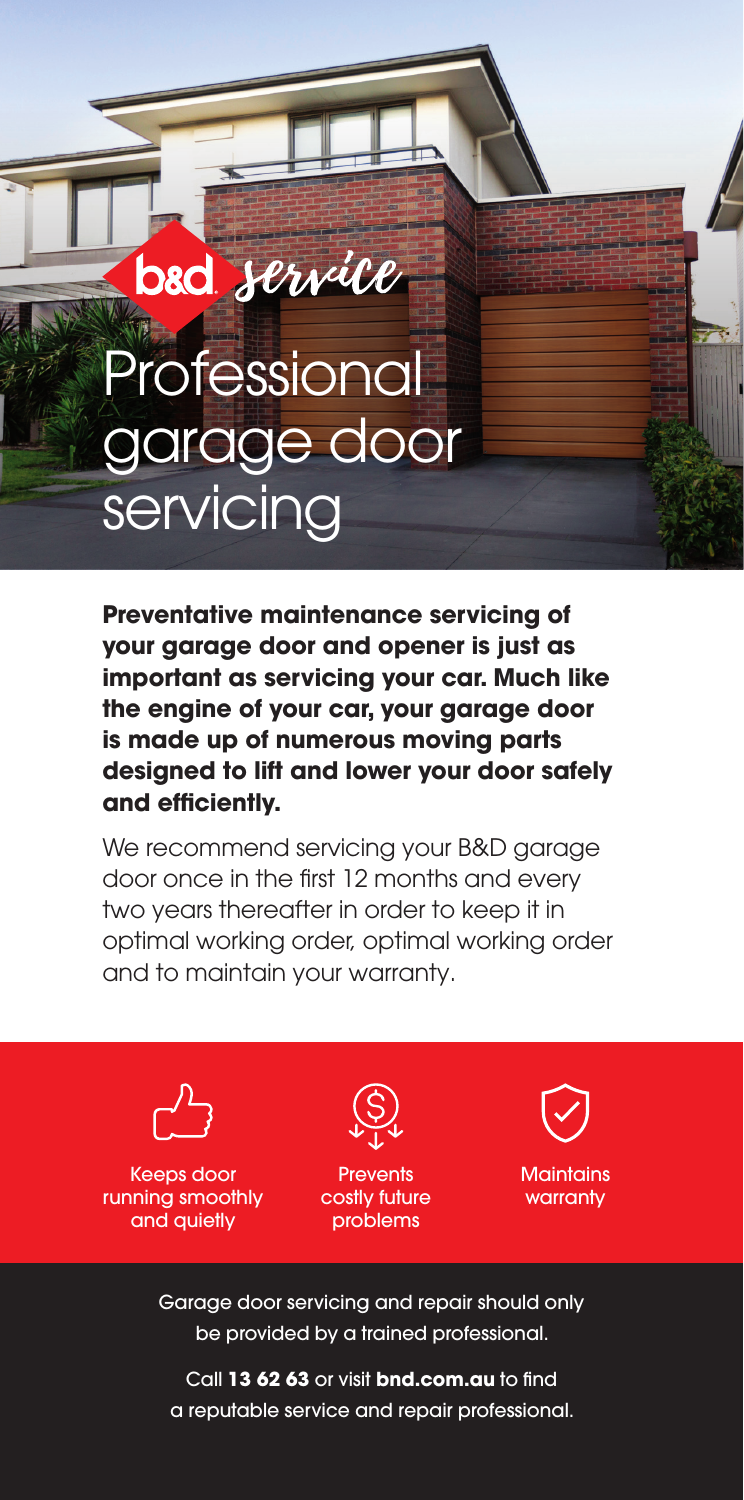b&d service

# Professional garage door servicing

**Preventative maintenance servicing of your garage door and opener is just as important as servicing your car. Much like the engine of your car, your garage door is made up of numerous moving parts designed to lift and lower your door safely and efficiently.**

We recommend servicing your B&D garage door once in the first 12 months and every two years thereafter in order to keep it in optimal working order, optimal working order and to maintain your warranty.

Keeps door running smoothly and quietly

Prevents costly future problems

Maintains warranty

Garage door servicing and repair should only be provided by a trained professional.

Call **13 62 63** or visit **bnd.com.au** to find a reputable service and repair professional.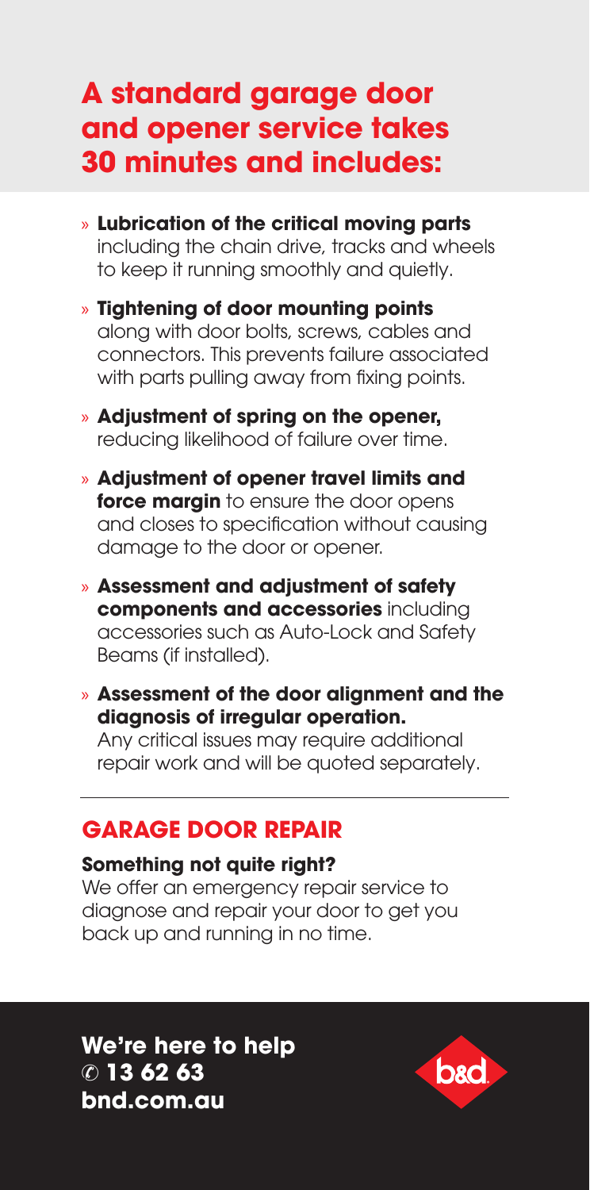## A standard garage door and opener service takes 30 minutes and includes:

- **Lubrication of the critical moving parts** including the chain drive, tracks and wheels to keep it running smoothly and quietly.
- **Tightening of door mounting points** along with door bolts, screws, cables and connectors. This prevents failure associated with parts pulling away from fixing points.
- **Adjustment of spring on the opener,** reducing likelihood of failure over time.
- **Adjustment of opener travel limits and force margin** to ensure the door opens and closes to specification without causing damage to the door or opener.
- **Assessment and adjustment of safety components and accessories** including accessories such as Auto-Lock and Safety Beams (if installed).
- **Assessment of the door alignment and the diagnosis of irregular operation.** Any critical issues may require additional repair work and will be quoted separately.

## GARAGE DOOR REPAIR

**Something not quite right?**
We offer an emergency repair service to diagnose and repair your door to get you back up and running in no time.

**We're here to help**
**✆ 13 62 63**
**bnd.com.au**

b&d